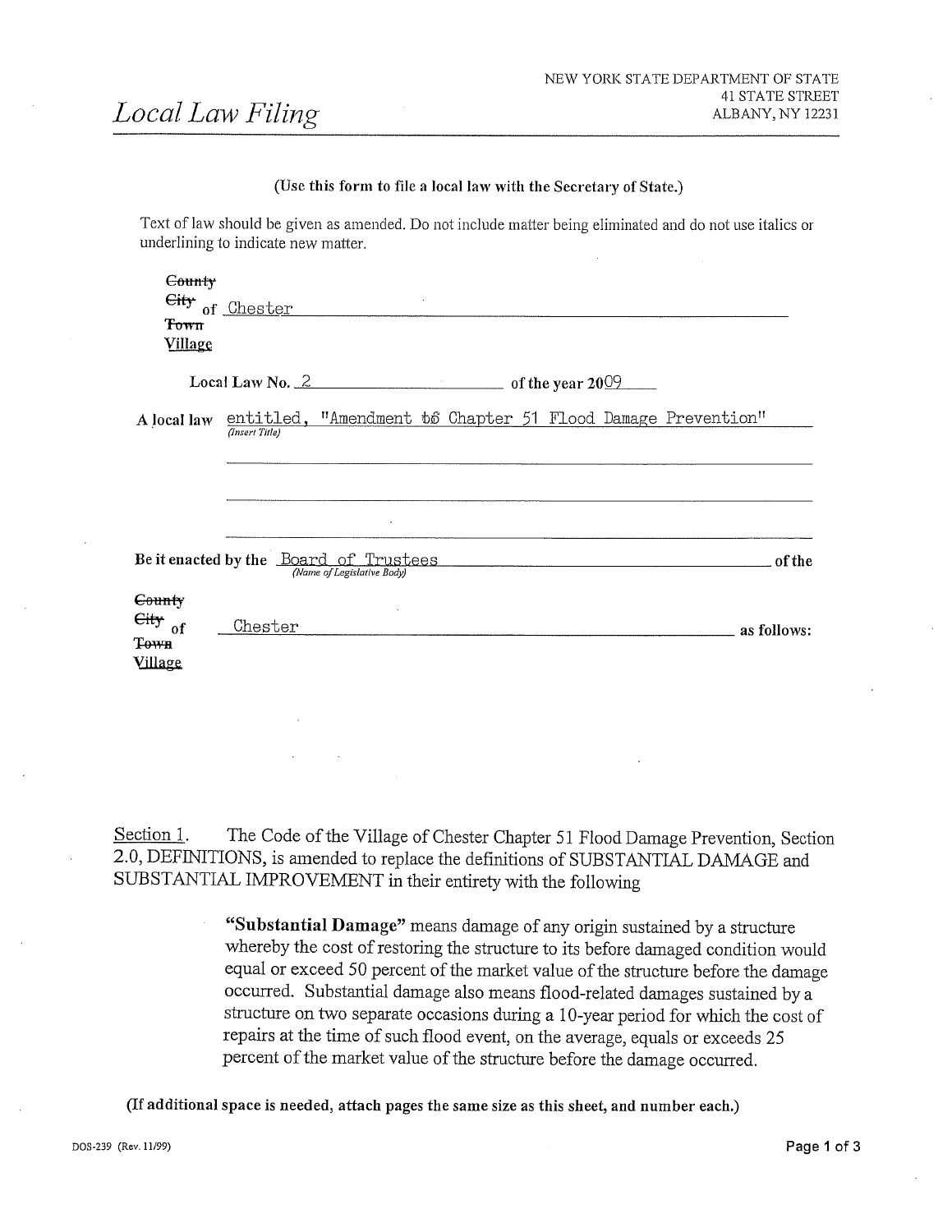# Local Law Filing

NEW YORK STATE DEPARTMENT OF STATE
41 STATE STREET
ALBANY, NY 12231

**(Use this form to file a local law with the Secretary of State.)**

Text of law should be given as amended. Do not include matter being eliminated and do not use italics or underlining to indicate new matter.

~~County~~
~~City~~ of Chester
~~Town~~
Village

**Local Law No.** 2 **of the year** 2009

**A local law** entitled, "Amendment to Chapter 51 Flood Damage Prevention"
*(Insert Title)*

**Be it enacted by the** Board of Trustees **of the**
*(Name of Legislative Body)*

~~County~~
~~City~~ **of** Chester **as follows:**
~~Town~~
Village

Section 1. The Code of the Village of Chester Chapter 51 Flood Damage Prevention, Section 2.0, DEFINITIONS, is amended to replace the definitions of SUBSTANTIAL DAMAGE and SUBSTANTIAL IMPROVEMENT in their entirety with the following

> **"Substantial Damage"** means damage of any origin sustained by a structure whereby the cost of restoring the structure to its before damaged condition would equal or exceed 50 percent of the market value of the structure before the damage occurred. Substantial damage also means flood-related damages sustained by a structure on two separate occasions during a 10-year period for which the cost of repairs at the time of such flood event, on the average, equals or exceeds 25 percent of the market value of the structure before the damage occurred.

**(If additional space is needed, attach pages the same size as this sheet, and number each.)**

DOS-239 (Rev. 11/99)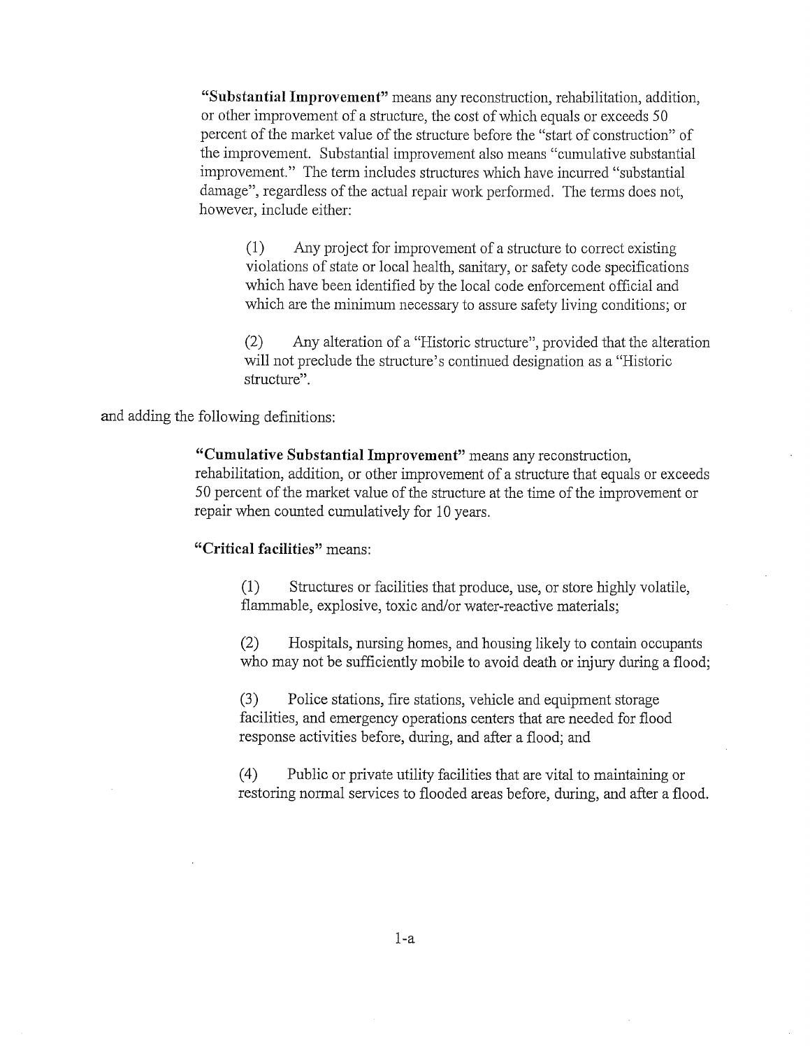**"Substantial Improvement"** means any reconstruction, rehabilitation, addition, or other improvement of a structure, the cost of which equals or exceeds 50 percent of the market value of the structure before the "start of construction" of the improvement. Substantial improvement also means "cumulative substantial improvement." The term includes structures which have incurred "substantial damage", regardless of the actual repair work performed. The terms does not, however, include either:

(1) Any project for improvement of a structure to correct existing violations of state or local health, sanitary, or safety code specifications which have been identified by the local code enforcement official and which are the minimum necessary to assure safety living conditions; or

(2) Any alteration of a "Historic structure", provided that the alteration will not preclude the structure's continued designation as a "Historic structure".

and adding the following definitions:

**"Cumulative Substantial Improvement"** means any reconstruction, rehabilitation, addition, or other improvement of a structure that equals or exceeds 50 percent of the market value of the structure at the time of the improvement or repair when counted cumulatively for 10 years.

**"Critical facilities"** means:

(1) Structures or facilities that produce, use, or store highly volatile, flammable, explosive, toxic and/or water-reactive materials;

(2) Hospitals, nursing homes, and housing likely to contain occupants who may not be sufficiently mobile to avoid death or injury during a flood;

(3) Police stations, fire stations, vehicle and equipment storage facilities, and emergency operations centers that are needed for flood response activities before, during, and after a flood; and

(4) Public or private utility facilities that are vital to maintaining or restoring normal services to flooded areas before, during, and after a flood.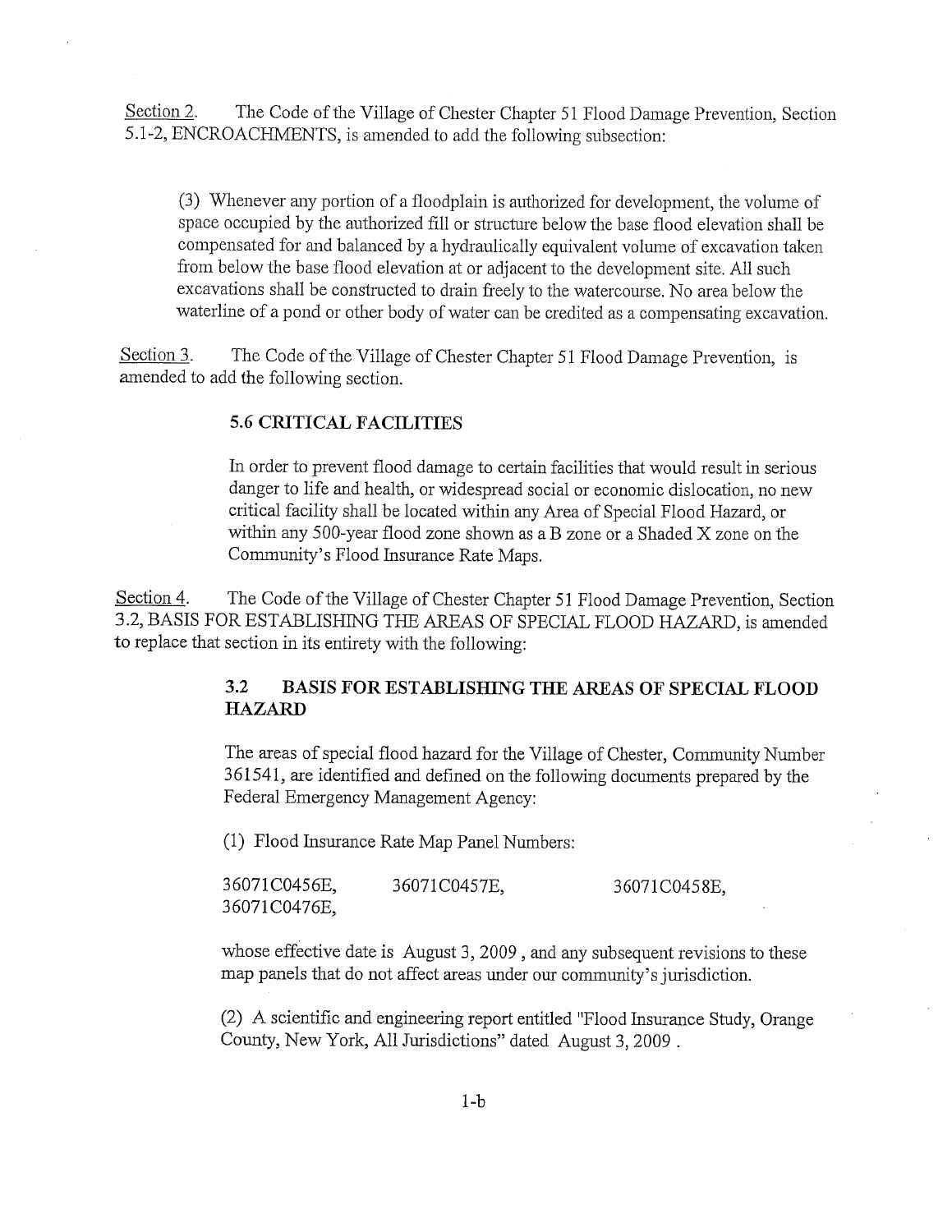Section 2. The Code of the Village of Chester Chapter 51 Flood Damage Prevention, Section 5.1-2, ENCROACHMENTS, is amended to add the following subsection:

(3) Whenever any portion of a floodplain is authorized for development, the volume of space occupied by the authorized fill or structure below the base flood elevation shall be compensated for and balanced by a hydraulically equivalent volume of excavation taken from below the base flood elevation at or adjacent to the development site. All such excavations shall be constructed to drain freely to the watercourse. No area below the waterline of a pond or other body of water can be credited as a compensating excavation.

Section 3. The Code of the Village of Chester Chapter 51 Flood Damage Prevention, is amended to add the following section.

**5.6 CRITICAL FACILITIES**

In order to prevent flood damage to certain facilities that would result in serious danger to life and health, or widespread social or economic dislocation, no new critical facility shall be located within any Area of Special Flood Hazard, or within any 500-year flood zone shown as a B zone or a Shaded X zone on the Community's Flood Insurance Rate Maps.

Section 4. The Code of the Village of Chester Chapter 51 Flood Damage Prevention, Section 3.2, BASIS FOR ESTABLISHING THE AREAS OF SPECIAL FLOOD HAZARD, is amended to replace that section in its entirety with the following:

**3.2 BASIS FOR ESTABLISHING THE AREAS OF SPECIAL FLOOD HAZARD**

The areas of special flood hazard for the Village of Chester, Community Number 361541, are identified and defined on the following documents prepared by the Federal Emergency Management Agency:

(1) Flood Insurance Rate Map Panel Numbers:

36071C0456E, 36071C0457E, 36071C0458E, 36071C0476E,

whose effective date is August 3, 2009 , and any subsequent revisions to these map panels that do not affect areas under our community's jurisdiction.

(2) A scientific and engineering report entitled "Flood Insurance Study, Orange County, New York, All Jurisdictions" dated August 3, 2009 .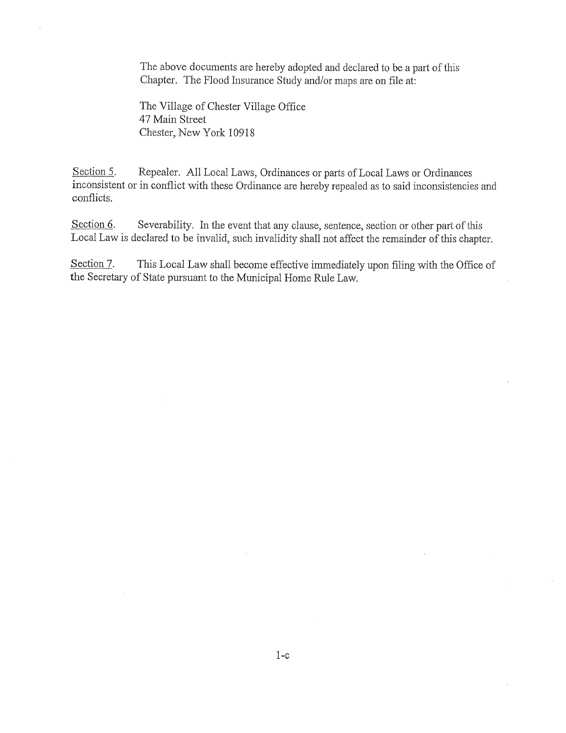The above documents are hereby adopted and declared to be a part of this Chapter. The Flood Insurance Study and/or maps are on file at:

The Village of Chester Village Office
47 Main Street
Chester, New York 10918

Section 5. Repealer. All Local Laws, Ordinances or parts of Local Laws or Ordinances inconsistent or in conflict with these Ordinance are hereby repealed as to said inconsistencies and conflicts.

Section 6. Severability. In the event that any clause, sentence, section or other part of this Local Law is declared to be invalid, such invalidity shall not affect the remainder of this chapter.

Section 7. This Local Law shall become effective immediately upon filing with the Office of the Secretary of State pursuant to the Municipal Home Rule Law.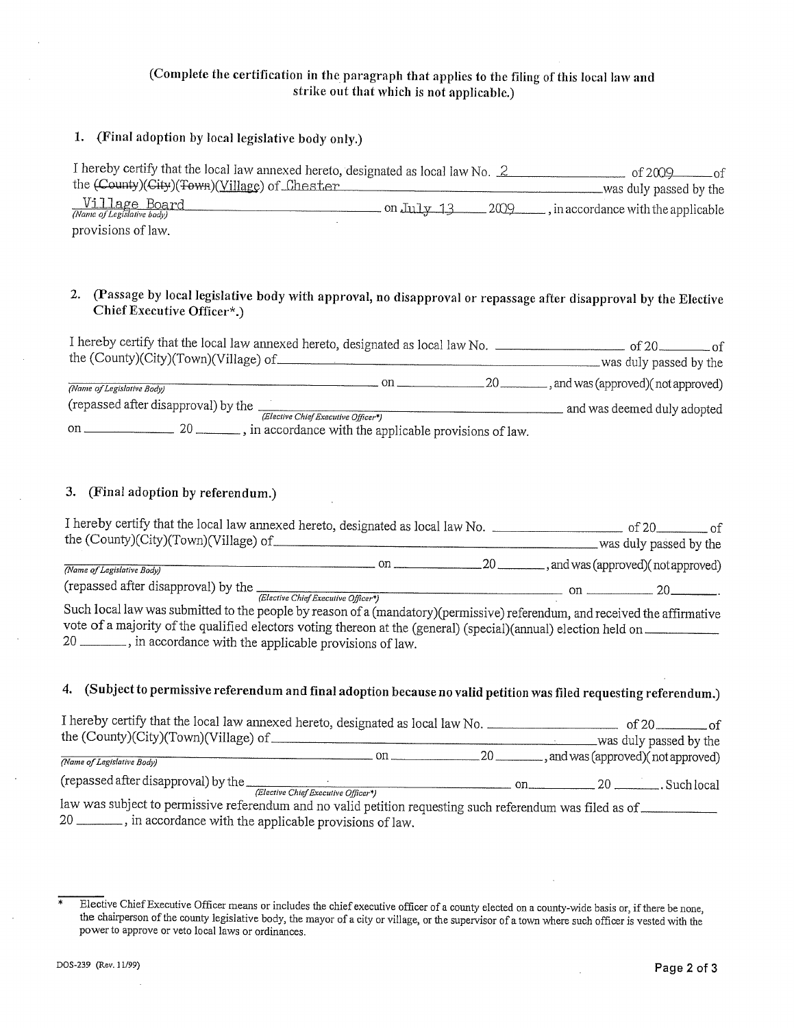**(Complete the certification in the paragraph that applies to the filing of this local law and strike out that which is not applicable.)**

**1. (Final adoption by local legislative body only.)**

I hereby certify that the local law annexed hereto, designated as local law No. 2 of 2009 of the ~~(County)(City)(Town)~~(Village) of Chester was duly passed by the Village Board *(Name of Legislative body)* on July 13 2009, in accordance with the applicable provisions of law.

**2. (Passage by local legislative body with approval, no disapproval or repassage after disapproval by the Elective Chief Executive Officer\*.)**

I hereby certify that the local law annexed hereto, designated as local law No. ________ of 20____ of the (County)(City)(Town)(Village) of ________________ was duly passed by the ________________ *(Name of Legislative Body)* on ________ 20____, and was (approved)(not approved) (repassed after disapproval) by the ________________ *(Elective Chief Executive Officer\*)* and was deemed duly adopted on ________ 20____, in accordance with the applicable provisions of law.

**3. (Final adoption by referendum.)**

I hereby certify that the local law annexed hereto, designated as local law No. ________ of 20____ of the (County)(City)(Town)(Village) of ________________ was duly passed by the ________________ *(Name of Legislative Body)* on ________ 20____, and was (approved)(not approved) (repassed after disapproval) by the ________________ *(Elective Chief Executive Officer\*)* on ________ 20____. Such local law was submitted to the people by reason of a (mandatory)(permissive) referendum, and received the affirmative vote of a majority of the qualified electors voting thereon at the (general) (special)(annual) election held on ________ 20____, in accordance with the applicable provisions of law.

**4. (Subject to permissive referendum and final adoption because no valid petition was filed requesting referendum.)**

I hereby certify that the local law annexed hereto, designated as local law No. ________ of 20____ of the (County)(City)(Town)(Village) of ________________ was duly passed by the ________________ *(Name of Legislative Body)* on ________ 20____, and was (approved)(not approved) (repassed after disapproval) by the ________________ *(Elective Chief Executive Officer\*)* on ________ 20____. Such local law was subject to permissive referendum and no valid petition requesting such referendum was filed as of ________ 20____, in accordance with the applicable provisions of law.

---

\* Elective Chief Executive Officer means or includes the chief executive officer of a county elected on a county-wide basis or, if there be none, the chairperson of the county legislative body, the mayor of a city or village, or the supervisor of a town where such officer is vested with the power to approve or veto local laws or ordinances.

DOS-239 (Rev. 11/99)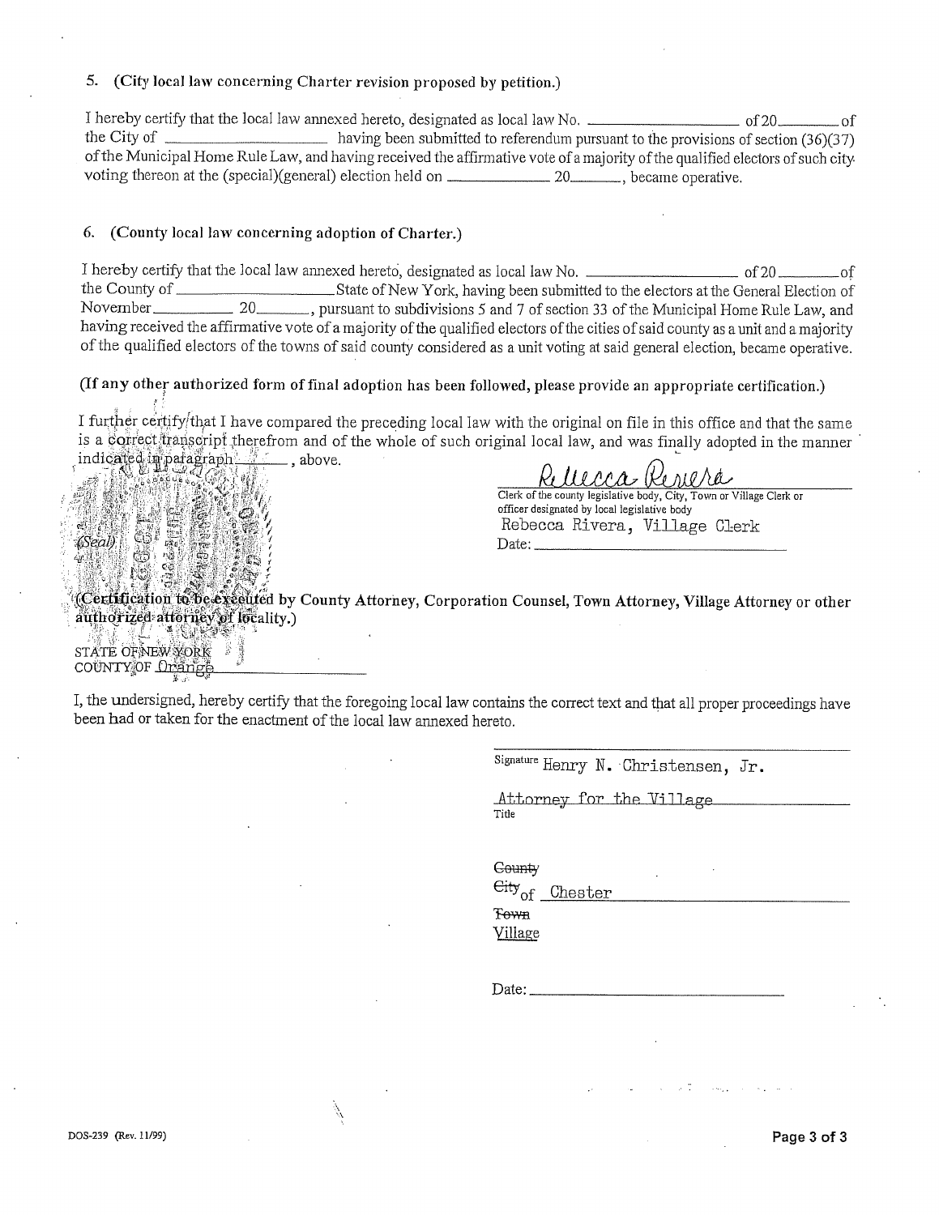5. **(City local law concerning Charter revision proposed by petition.)**

I hereby certify that the local law annexed hereto, designated as local law No. ____________ of 20______ of the City of ____________ having been submitted to referendum pursuant to the provisions of section (36)(37) of the Municipal Home Rule Law, and having received the affirmative vote of a majority of the qualified electors of such city voting thereon at the (special)(general) election held on ____________ 20______, became operative.

6. **(County local law concerning adoption of Charter.)**

I hereby certify that the local law annexed hereto, designated as local law No. ____________ of 20______ of the County of ____________ State of New York, having been submitted to the electors at the General Election of November ________ 20______, pursuant to subdivisions 5 and 7 of section 33 of the Municipal Home Rule Law, and having received the affirmative vote of a majority of the qualified electors of the cities of said county as a unit and a majority of the qualified electors of the towns of said county considered as a unit voting at said general election, became operative.

**(If any other authorized form of final adoption has been followed, please provide an appropriate certification.)**

I further certify that I have compared the preceding local law with the original on file in this office and that the same is a correct transcript therefrom and of the whole of such original local law, and was finally adopted in the manner indicated in paragraph ______, above.

Rebecca Rivera

Clerk of the county legislative body, City, Town or Village Clerk or officer designated by local legislative body

Rebecca Rivera, Village Clerk

Date: ____________

(Seal)

**(Certification to be executed by County Attorney, Corporation Counsel, Town Attorney, Village Attorney or other authorized attorney of locality.)**

STATE OF NEW YORK
COUNTY OF Orange

I, the undersigned, hereby certify that the foregoing local law contains the correct text and that all proper proceedings have been had or taken for the enactment of the local law annexed hereto.

Signature Henry N. Christensen, Jr.

Attorney for the Village
Title

~~County~~
~~City~~ of Chester
~~Town~~
Village

Date: ____________

DOS-239 (Rev. 11/99)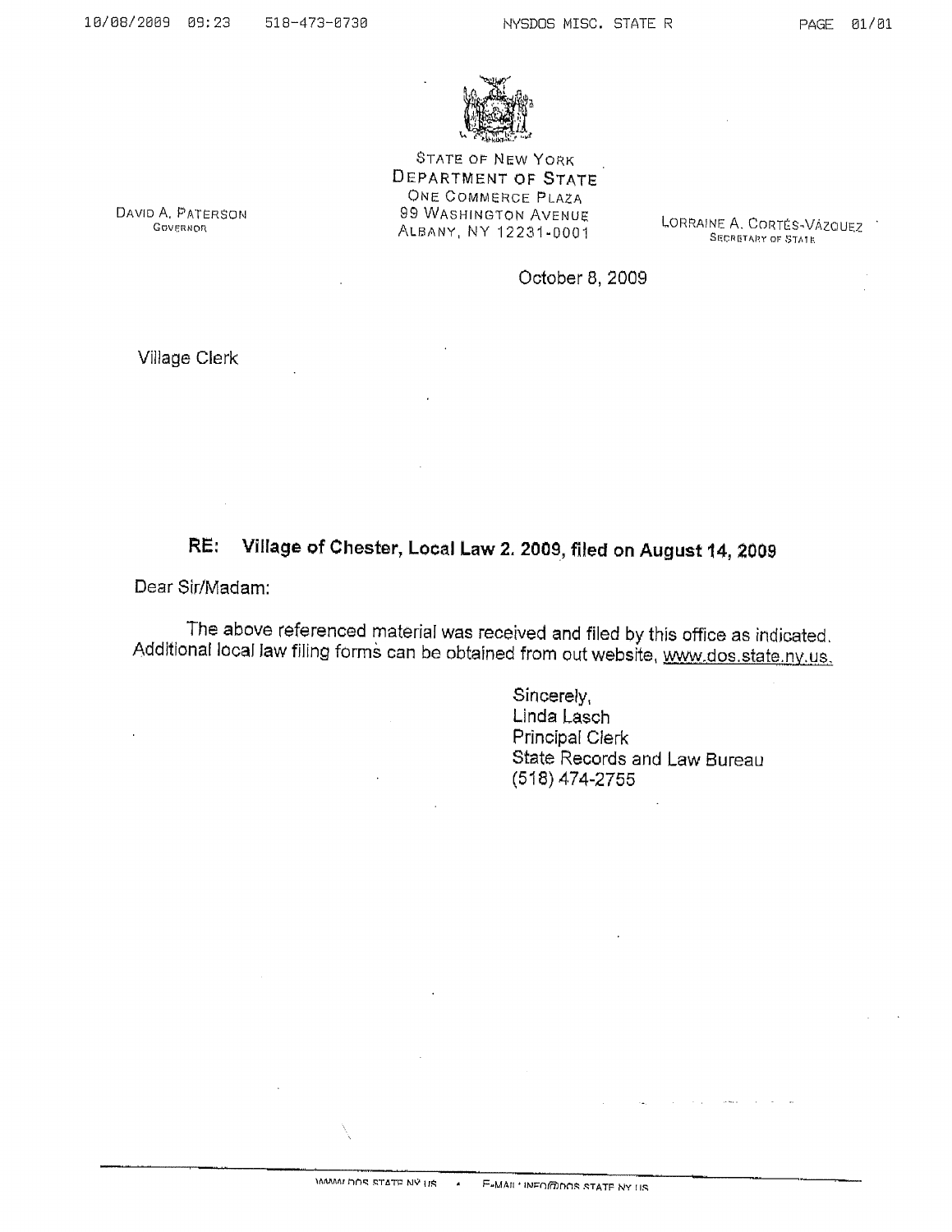STATE OF NEW YORK
DEPARTMENT OF STATE
ONE COMMERCE PLAZA
99 WASHINGTON AVENUE
ALBANY, NY 12231-0001

DAVID A. PATERSON
GOVERNOR

LORRAINE A. CORTÉS-VÁZQUEZ
SECRETARY OF STATE

October 8, 2009

Village Clerk

**RE: Village of Chester, Local Law 2. 2009, filed on August 14, 2009**

Dear Sir/Madam:

The above referenced material was received and filed by this office as indicated. Additional local law filing forms can be obtained from out website, www.dos.state.ny.us.

Sincerely,
Linda Lasch
Principal Clerk
State Records and Law Bureau
(518) 474-2755

WWW.DOS.STATE.NY.US • E-MAIL: INFO@DOS.STATE.NY.US